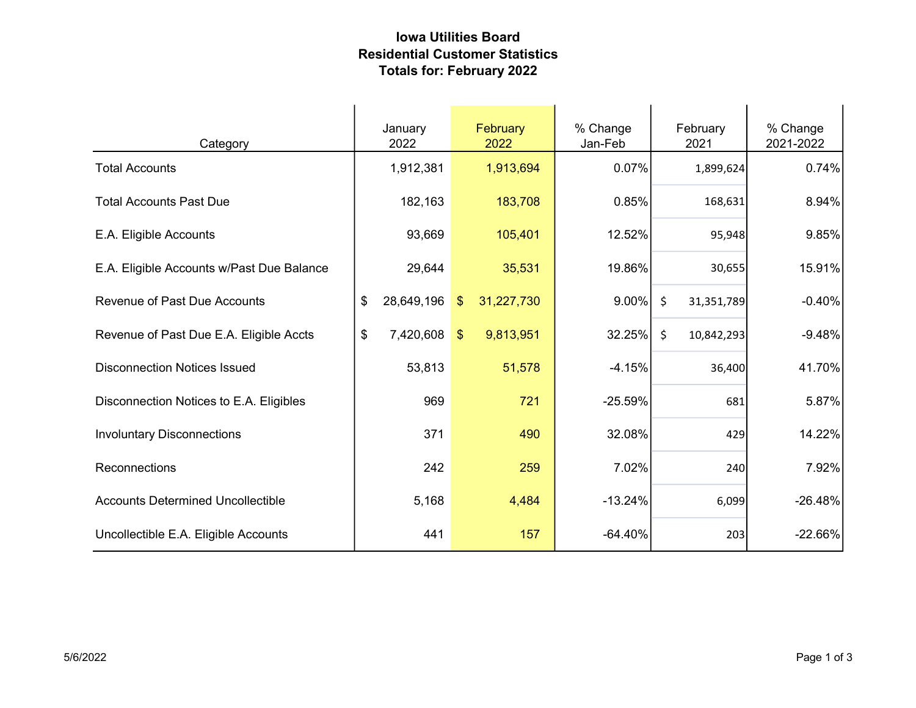# Iowa Utilities Board
## Residential Customer Statistics
### Totals for: February 2022

| Category | January 2022 | February 2022 | % Change Jan-Feb | February 2021 | % Change 2021-2022 |
|---|---|---|---|---|---|
| Total Accounts | 1,912,381 | 1,913,694 | 0.07% | 1,899,624 | 0.74% |
| Total Accounts Past Due | 182,163 | 183,708 | 0.85% | 168,631 | 8.94% |
| E.A. Eligible Accounts | 93,669 | 105,401 | 12.52% | 95,948 | 9.85% |
| E.A. Eligible Accounts w/Past Due Balance | 29,644 | 35,531 | 19.86% | 30,655 | 15.91% |
| Revenue of Past Due Accounts | $ 28,649,196 | $ 31,227,730 | 9.00% | $ 31,351,789 | -0.40% |
| Revenue of Past Due E.A. Eligible Accts | $ 7,420,608 | $ 9,813,951 | 32.25% | $ 10,842,293 | -9.48% |
| Disconnection Notices Issued | 53,813 | 51,578 | -4.15% | 36,400 | 41.70% |
| Disconnection Notices to E.A. Eligibles | 969 | 721 | -25.59% | 681 | 5.87% |
| Involuntary Disconnections | 371 | 490 | 32.08% | 429 | 14.22% |
| Reconnections | 242 | 259 | 7.02% | 240 | 7.92% |
| Accounts Determined Uncollectible | 5,168 | 4,484 | -13.24% | 6,099 | -26.48% |
| Uncollectible E.A. Eligible Accounts | 441 | 157 | -64.40% | 203 | -22.66% |

5/6/2022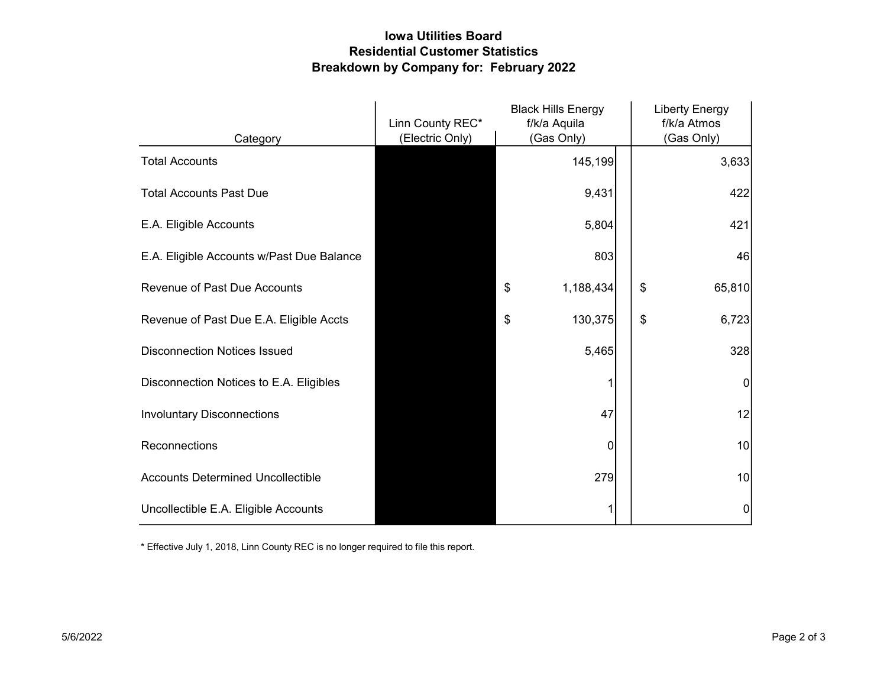# Iowa Utilities Board
## Residential Customer Statistics
## Breakdown by Company for: February 2022

| Category | Linn County REC* (Electric Only) | Black Hills Energy f/k/a Aquila (Gas Only) | Liberty Energy f/k/a Atmos (Gas Only) |
|---|---|---|---|
| Total Accounts | | 145,199 | 3,633 |
| Total Accounts Past Due | | 9,431 | 422 |
| E.A. Eligible Accounts | | 5,804 | 421 |
| E.A. Eligible Accounts w/Past Due Balance | | 803 | 46 |
| Revenue of Past Due Accounts | | $ 1,188,434 | $ 65,810 |
| Revenue of Past Due E.A. Eligible Accts | | $ 130,375 | $ 6,723 |
| Disconnection Notices Issued | | 5,465 | 328 |
| Disconnection Notices to E.A. Eligibles | | 1 | 0 |
| Involuntary Disconnections | | 47 | 12 |
| Reconnections | | 0 | 10 |
| Accounts Determined Uncollectible | | 279 | 10 |
| Uncollectible E.A. Eligible Accounts | | 1 | 0 |

* Effective July 1, 2018, Linn County REC is no longer required to file this report.

5/6/2022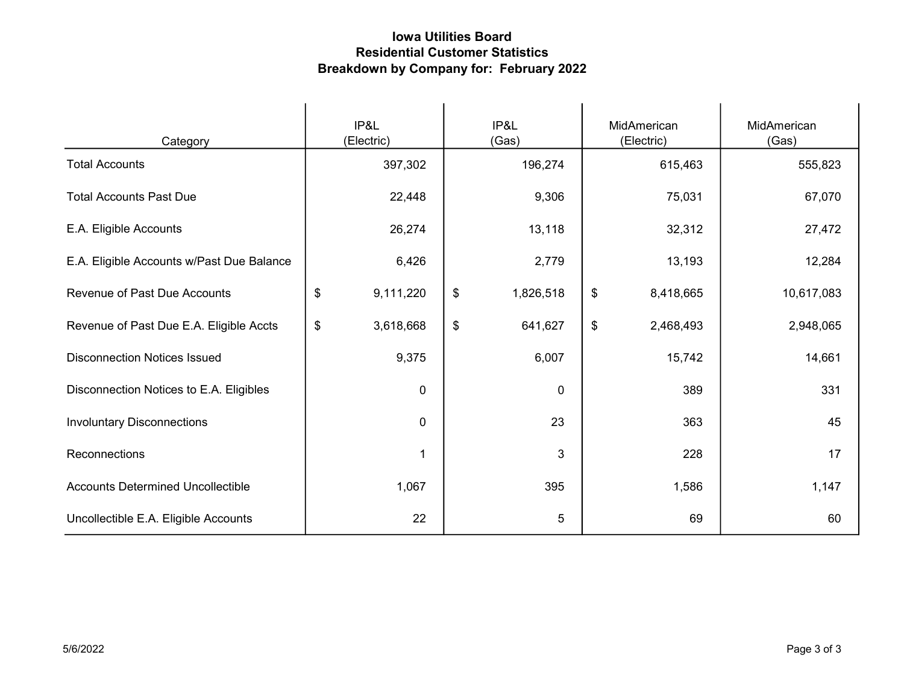# Iowa Utilities Board
## Residential Customer Statistics
## Breakdown by Company for: February 2022

| Category | IP&L (Electric) | IP&L (Gas) | MidAmerican (Electric) | MidAmerican (Gas) |
|---|---|---|---|---|
| Total Accounts | 397,302 | 196,274 | 615,463 | 555,823 |
| Total Accounts Past Due | 22,448 | 9,306 | 75,031 | 67,070 |
| E.A. Eligible Accounts | 26,274 | 13,118 | 32,312 | 27,472 |
| E.A. Eligible Accounts w/Past Due Balance | 6,426 | 2,779 | 13,193 | 12,284 |
| Revenue of Past Due Accounts | $ 9,111,220 | $ 1,826,518 | $ 8,418,665 | 10,617,083 |
| Revenue of Past Due E.A. Eligible Accts | $ 3,618,668 | $ 641,627 | $ 2,468,493 | 2,948,065 |
| Disconnection Notices Issued | 9,375 | 6,007 | 15,742 | 14,661 |
| Disconnection Notices to E.A. Eligibles | 0 | 0 | 389 | 331 |
| Involuntary Disconnections | 0 | 23 | 363 | 45 |
| Reconnections | 1 | 3 | 228 | 17 |
| Accounts Determined Uncollectible | 1,067 | 395 | 1,586 | 1,147 |
| Uncollectible E.A. Eligible Accounts | 22 | 5 | 69 | 60 |

5/6/2022